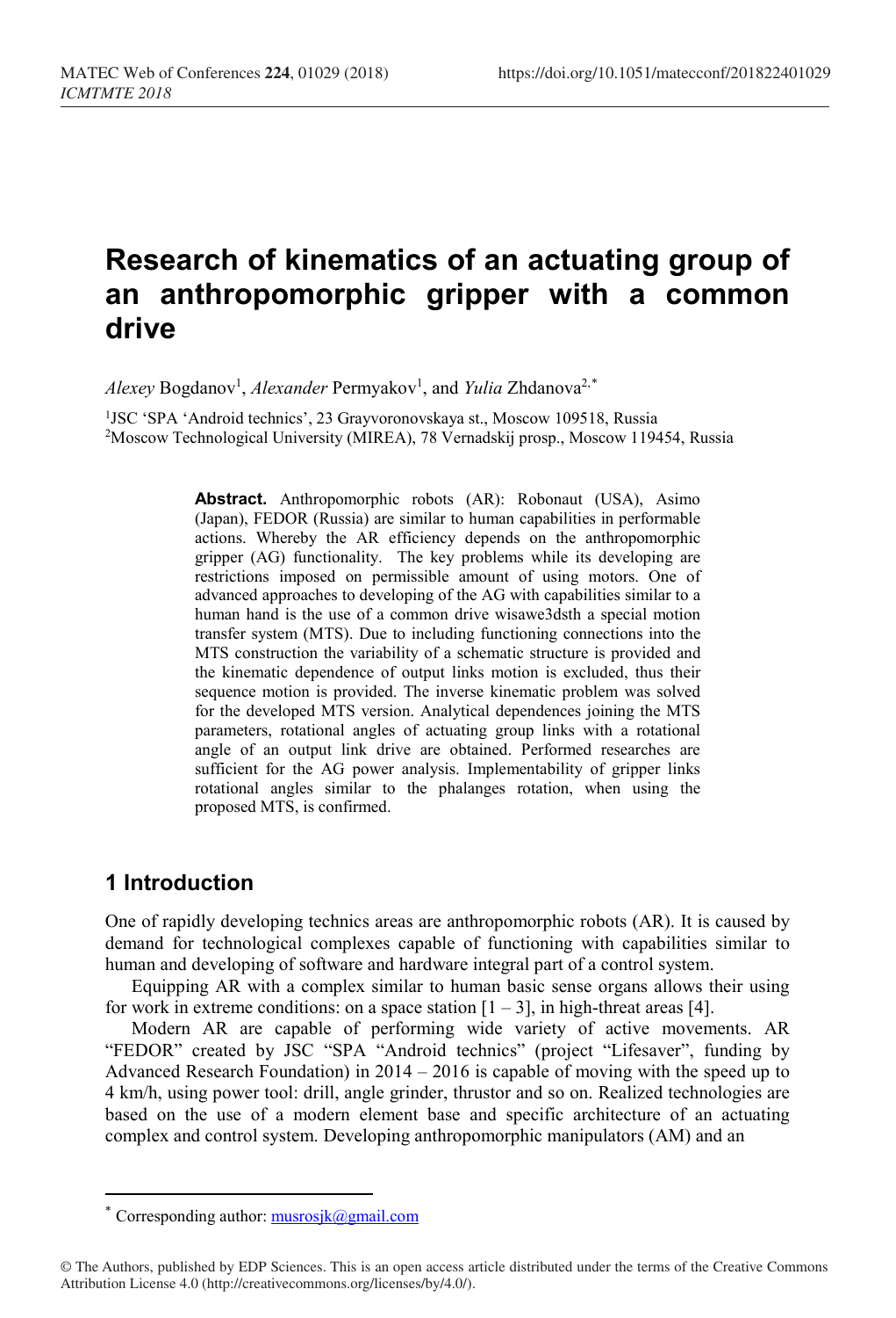# Research of kinematics of an actuating group of an anthropomorphic gripper with a common drive

*Alexey* Bogdanov[1], *Alexander* Permyakov[1], and *Yulia* Zhdanova[2,*]

[1]JSC 'SPA 'Android technics', 23 Grayvoronovskaya st., Moscow 109518, Russia
[2]Moscow Technological University (MIREA), 78 Vernadskij prosp., Moscow 119454, Russia

> **Abstract.** Anthropomorphic robots (AR): Robonaut (USA), Asimo (Japan), FEDOR (Russia) are similar to human capabilities in performable actions. Whereby the AR efficiency depends on the anthropomorphic gripper (AG) functionality. The key problems while its developing are restrictions imposed on permissible amount of using motors. One of advanced approaches to developing of the AG with capabilities similar to a human hand is the use of a common drive wisawe3dsth a special motion transfer system (MTS). Due to including functioning connections into the MTS construction the variability of a schematic structure is provided and the kinematic dependence of output links motion is excluded, thus their sequence motion is provided. The inverse kinematic problem was solved for the developed MTS version. Analytical dependences joining the MTS parameters, rotational angles of actuating group links with a rotational angle of an output link drive are obtained. Performed researches are sufficient for the AG power analysis. Implementability of gripper links rotational angles similar to the phalanges rotation, when using the proposed MTS, is confirmed.

## 1 Introduction

One of rapidly developing technics areas are anthropomorphic robots (AR). It is caused by demand for technological complexes capable of functioning with capabilities similar to human and developing of software and hardware integral part of a control system.

Equipping AR with a complex similar to human basic sense organs allows their using for work in extreme conditions: on a space station [1 – 3], in high-threat areas [4].

Modern AR are capable of performing wide variety of active movements. AR "FEDOR" created by JSC "SPA "Android technics" (project "Lifesaver", funding by Advanced Research Foundation) in 2014 – 2016 is capable of moving with the speed up to 4 km/h, using power tool: drill, angle grinder, thrustor and so on. Realized technologies are based on the use of a modern element base and specific architecture of an actuating complex and control system. Developing anthropomorphic manipulators (AM) and an

[*] Corresponding author: musrosjk@gmail.com

© The Authors, published by EDP Sciences. This is an open access article distributed under the terms of the Creative Commons Attribution License 4.0 (http://creativecommons.org/licenses/by/4.0/).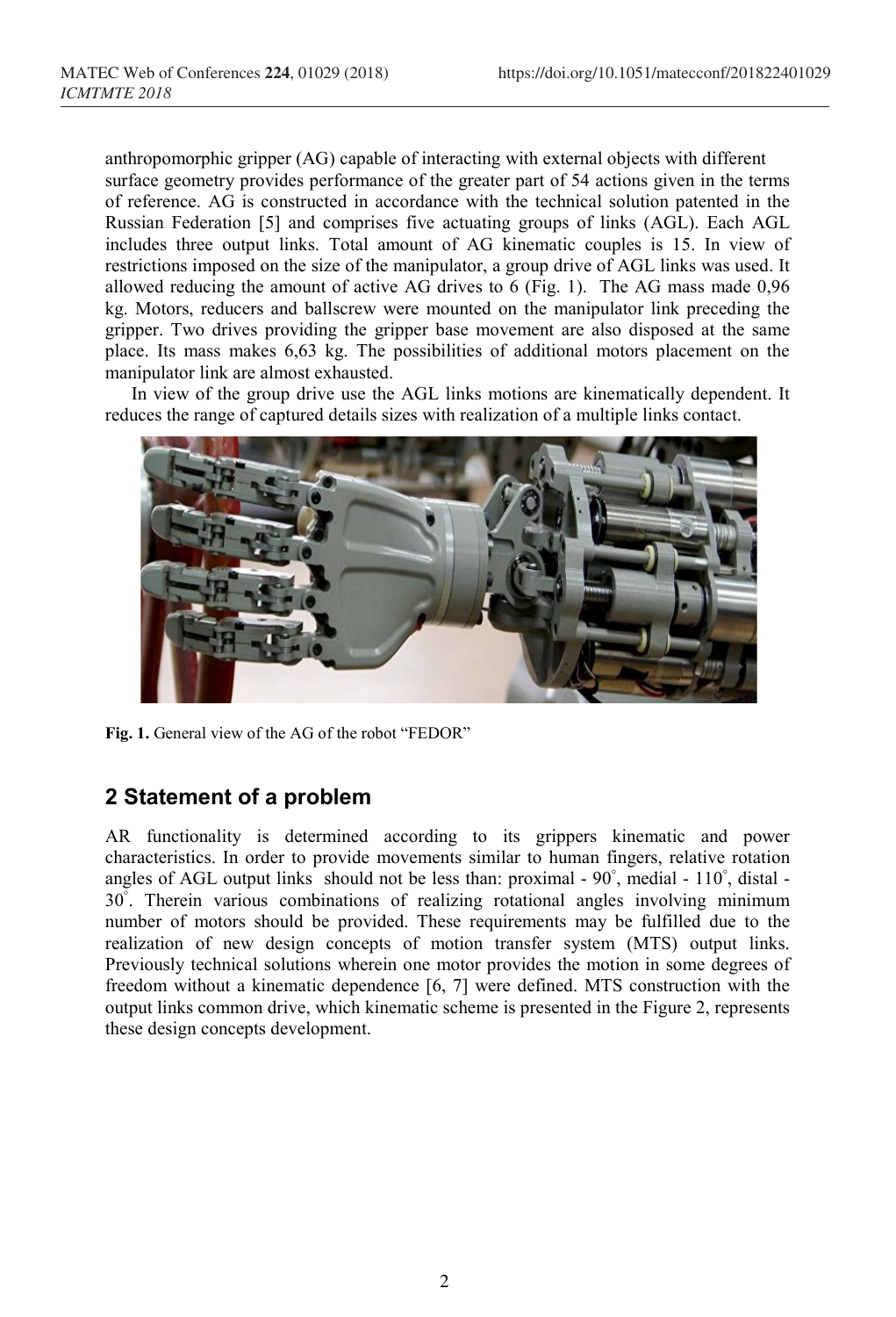anthropomorphic gripper (AG) capable of interacting with external objects with different surface geometry provides performance of the greater part of 54 actions given in the terms of reference. AG is constructed in accordance with the technical solution patented in the Russian Federation [5] and comprises five actuating groups of links (AGL). Each AGL includes three output links. Total amount of AG kinematic couples is 15. In view of restrictions imposed on the size of the manipulator, a group drive of AGL links was used. It allowed reducing the amount of active AG drives to 6 (Fig. 1). The AG mass made 0,96 kg. Motors, reducers and ballscrew were mounted on the manipulator link preceding the gripper. Two drives providing the gripper base movement are also disposed at the same place. Its mass makes 6,63 kg. The possibilities of additional motors placement on the manipulator link are almost exhausted.

In view of the group drive use the AGL links motions are kinematically dependent. It reduces the range of captured details sizes with realization of a multiple links contact.

**Fig. 1.** General view of the AG of the robot "FEDOR"

## 2 Statement of a problem

AR functionality is determined according to its grippers kinematic and power characteristics. In order to provide movements similar to human fingers, relative rotation angles of AGL output links should not be less than: proximal - $90^{\circ}$, medial - $110^{\circ}$, distal - $30^{\circ}$. Therein various combinations of realizing rotational angles involving minimum number of motors should be provided. These requirements may be fulfilled due to the realization of new design concepts of motion transfer system (MTS) output links. Previously technical solutions wherein one motor provides the motion in some degrees of freedom without a kinematic dependence [6, 7] were defined. MTS construction with the output links common drive, which kinematic scheme is presented in the Figure 2, represents these design concepts development.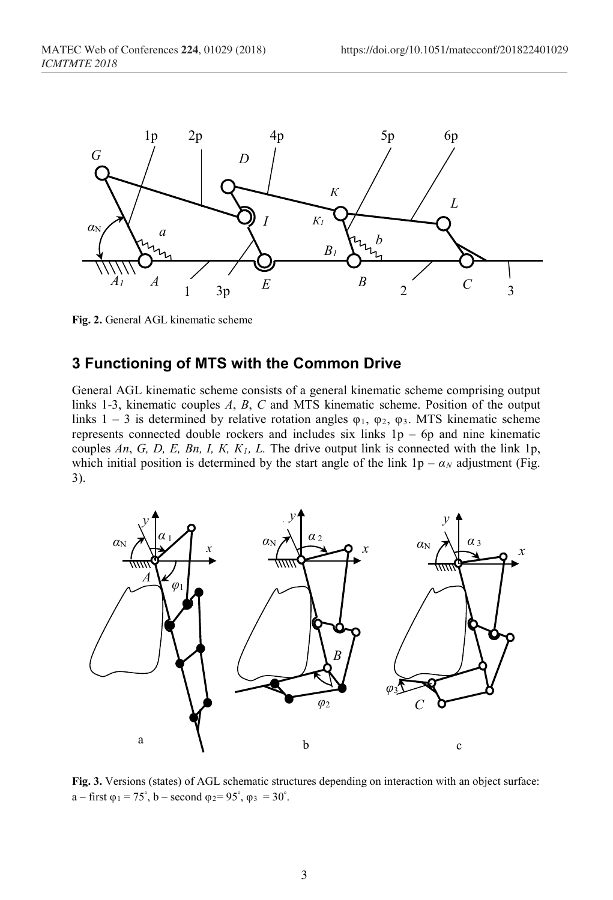**Fig. 2.** General AGL kinematic scheme

## 3 Functioning of MTS with the Common Drive

General AGL kinematic scheme consists of a general kinematic scheme comprising output links 1-3, kinematic couples *A*, *B*, *C* and MTS kinematic scheme. Position of the output links 1 – 3 is determined by relative rotation angles $\varphi_1$, $\varphi_2$, $\varphi_3$. MTS kinematic scheme represents connected double rockers and includes six links 1p – 6p and nine kinematic couples *An*, *G, D, E, Bn, I, K,* $K_1$*, L.* The drive output link is connected with the link 1p, which initial position is determined by the start angle of the link 1p – $\alpha_N$ adjustment (Fig. 3).

**Fig. 3.** Versions (states) of AGL schematic structures depending on interaction with an object surface: a – first $\varphi_1 = 75^{\circ}$, b – second $\varphi_2 = 95^{\circ}$, $\varphi_3 = 30^{\circ}$.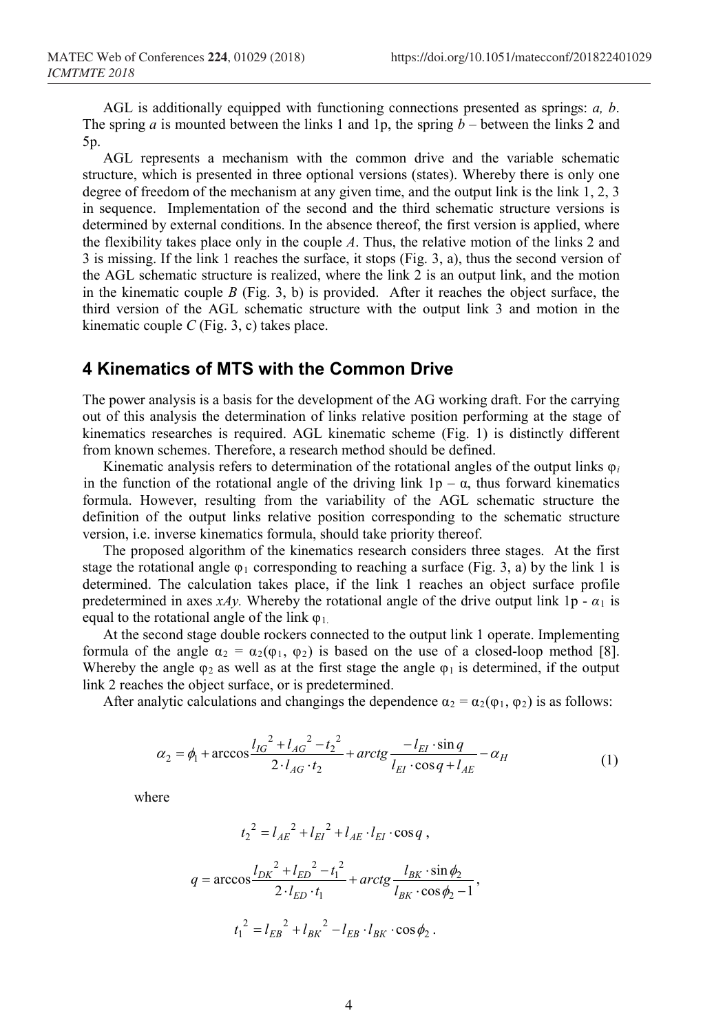AGL is additionally equipped with functioning connections presented as springs: *a, b*. The spring *a* is mounted between the links 1 and 1p, the spring *b* – between the links 2 and 5p.

AGL represents a mechanism with the common drive and the variable schematic structure, which is presented in three optional versions (states). Whereby there is only one degree of freedom of the mechanism at any given time, and the output link is the link 1, 2, 3 in sequence. Implementation of the second and the third schematic structure versions is determined by external conditions. In the absence thereof, the first version is applied, where the flexibility takes place only in the couple *A*. Thus, the relative motion of the links 2 and 3 is missing. If the link 1 reaches the surface, it stops (Fig. 3, a), thus the second version of the AGL schematic structure is realized, where the link 2 is an output link, and the motion in the kinematic couple *B* (Fig. 3, b) is provided. After it reaches the object surface, the third version of the AGL schematic structure with the output link 3 and motion in the kinematic couple *C* (Fig. 3, c) takes place.

## 4 Kinematics of MTS with the Common Drive

The power analysis is a basis for the development of the AG working draft. For the carrying out of this analysis the determination of links relative position performing at the stage of kinematics researches is required. AGL kinematic scheme (Fig. 1) is distinctly different from known schemes. Therefore, a research method should be defined.

Kinematic analysis refers to determination of the rotational angles of the output links $\varphi_i$ in the function of the rotational angle of the driving link 1p – $\alpha$, thus forward kinematics formula. However, resulting from the variability of the AGL schematic structure the definition of the output links relative position corresponding to the schematic structure version, i.e. inverse kinematics formula, should take priority thereof.

The proposed algorithm of the kinematics research considers three stages. At the first stage the rotational angle $\varphi_1$ corresponding to reaching a surface (Fig. 3, a) by the link 1 is determined. The calculation takes place, if the link 1 reaches an object surface profile predetermined in axes *xAy.* Whereby the rotational angle of the drive output link 1p - $\alpha_1$ is equal to the rotational angle of the link $\varphi_1$.

At the second stage double rockers connected to the output link 1 operate. Implementing formula of the angle $\alpha_2 = \alpha_2(\varphi_1, \varphi_2)$ is based on the use of a closed-loop method [8]. Whereby the angle $\varphi_2$ as well as at the first stage the angle $\varphi_1$ is determined, if the output link 2 reaches the object surface, or is predetermined.

After analytic calculations and changings the dependence $\alpha_2 = \alpha_2(\varphi_1, \varphi_2)$ is as follows:

$$\alpha_2 = \phi_1 + \arccos\frac{l_{IG}^{\,2} + l_{AG}^{\,2} - t_2^{\,2}}{2 \cdot l_{AG} \cdot t_2} + arctg\frac{-l_{EI} \cdot \sin q}{l_{EI} \cdot \cos q + l_{AE}} - \alpha_H \tag{1}$$

where

$$t_2^{\,2} = l_{AE}^{\,2} + l_{EI}^{\,2} + l_{AE} \cdot l_{EI} \cdot \cos q \,,$$

$$q = \arccos\frac{l_{DK}^{\,2} + l_{ED}^{\,2} - t_1^{\,2}}{2 \cdot l_{ED} \cdot t_1} + arctg\frac{l_{BK} \cdot \sin\phi_2}{l_{BK} \cdot \cos\phi_2 - 1},$$

$$t_1^{\,2} = l_{EB}^{\,2} + l_{BK}^{\,2} - l_{EB} \cdot l_{BK} \cdot \cos\phi_2 \,.$$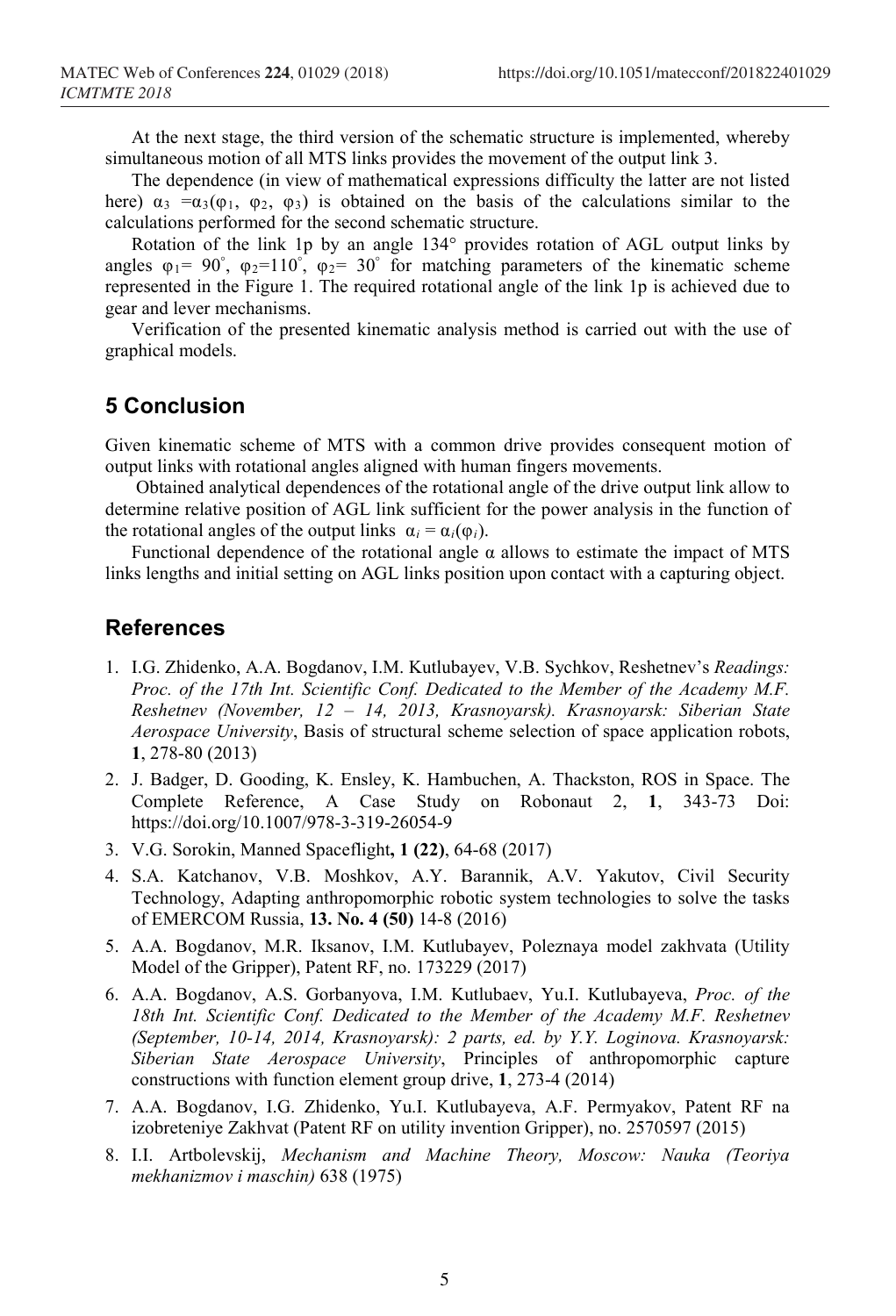At the next stage, the third version of the schematic structure is implemented, whereby simultaneous motion of all MTS links provides the movement of the output link 3.

The dependence (in view of mathematical expressions difficulty the latter are not listed here) $\alpha_3 = \alpha_3(\varphi_1, \varphi_2, \varphi_3)$ is obtained on the basis of the calculations similar to the calculations performed for the second schematic structure.

Rotation of the link 1p by an angle 134° provides rotation of AGL output links by angles $\varphi_1 = 90^{\circ}$, $\varphi_2 = 110^{\circ}$, $\varphi_2 = 30^{\circ}$ for matching parameters of the kinematic scheme represented in the Figure 1. The required rotational angle of the link 1p is achieved due to gear and lever mechanisms.

Verification of the presented kinematic analysis method is carried out with the use of graphical models.

## 5 Conclusion

Given kinematic scheme of MTS with a common drive provides consequent motion of output links with rotational angles aligned with human fingers movements.

Obtained analytical dependences of the rotational angle of the drive output link allow to determine relative position of AGL link sufficient for the power analysis in the function of the rotational angles of the output links $\alpha_i = \alpha_i(\varphi_i)$.

Functional dependence of the rotational angle $\alpha$ allows to estimate the impact of MTS links lengths and initial setting on AGL links position upon contact with a capturing object.

## References

1. I.G. Zhidenko, A.A. Bogdanov, I.M. Kutlubayev, V.B. Sychkov, Reshetnev's *Readings: Proc. of the 17th Int. Scientific Conf. Dedicated to the Member of the Academy M.F. Reshetnev (November, 12 – 14, 2013, Krasnoyarsk). Krasnoyarsk: Siberian State Aerospace University*, Basis of structural scheme selection of space application robots, **1**, 278-80 (2013)
2. J. Badger, D. Gooding, K. Ensley, K. Hambuchen, A. Thackston, ROS in Space. The Complete Reference, A Case Study on Robonaut 2, **1**, 343-73 Doi: https://doi.org/10.1007/978-3-319-26054-9
3. V.G. Sorokin, Manned Spaceflight**, 1 (22)**, 64-68 (2017)
4. S.A. Katchanov, V.B. Moshkov, A.Y. Barannik, A.V. Yakutov, Civil Security Technology, Adapting anthropomorphic robotic system technologies to solve the tasks of EMERCOM Russia, **13. No. 4 (50)** 14-8 (2016)
5. A.A. Bogdanov, M.R. Iksanov, I.M. Kutlubayev, Poleznaya model zakhvata (Utility Model of the Gripper), Patent RF, no. 173229 (2017)
6. A.A. Bogdanov, A.S. Gorbanyova, I.M. Kutlubaev, Yu.I. Kutlubayeva, *Proc. of the 18th Int. Scientific Conf. Dedicated to the Member of the Academy M.F. Reshetnev (September, 10-14, 2014, Krasnoyarsk): 2 parts, ed. by Y.Y. Loginova. Krasnoyarsk: Siberian State Aerospace University*, Principles of anthropomorphic capture constructions with function element group drive, **1**, 273-4 (2014)
7. A.A. Bogdanov, I.G. Zhidenko, Yu.I. Kutlubayeva, A.F. Permyakov, Patent RF na izobreteniye Zakhvat (Patent RF on utility invention Gripper), no. 2570597 (2015)
8. I.I. Artbolevskij, *Mechanism and Machine Theory, Moscow: Nauka (Teoriya mekhanizmov i maschin)* 638 (1975)